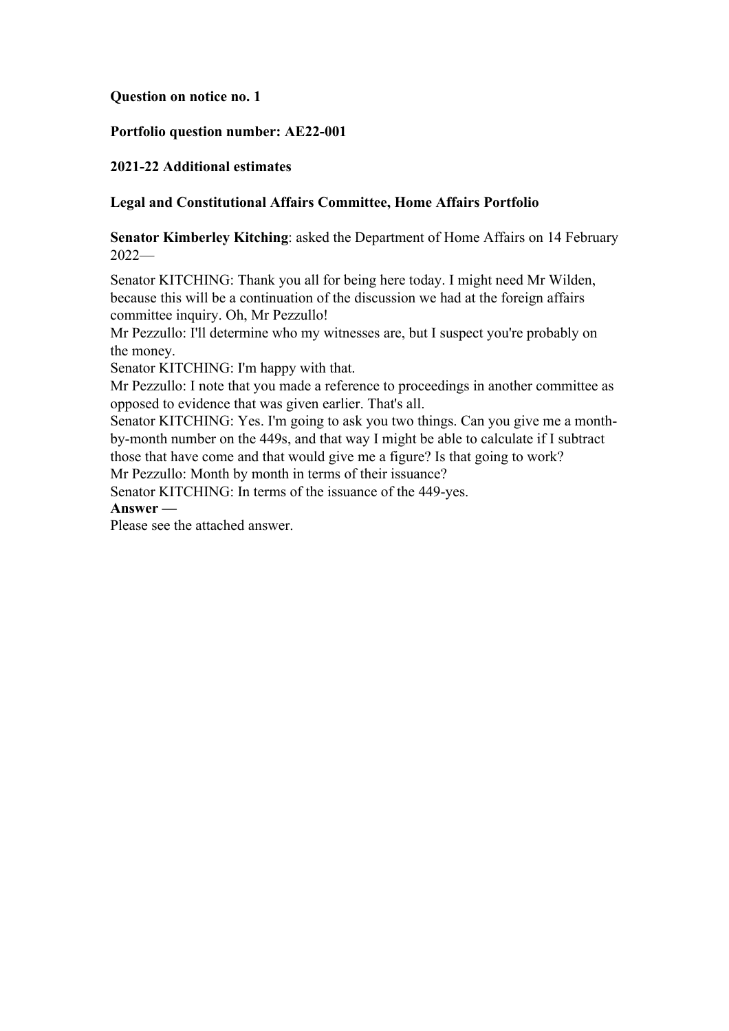**Question on notice no. 1**

**Portfolio question number: AE22-001**

**2021-22 Additional estimates**

**Legal and Constitutional Affairs Committee, Home Affairs Portfolio**

**Senator Kimberley Kitching**: asked the Department of Home Affairs on 14 February 2022—

Senator KITCHING: Thank you all for being here today. I might need Mr Wilden, because this will be a continuation of the discussion we had at the foreign affairs committee inquiry. Oh, Mr Pezzullo!
Mr Pezzullo: I'll determine who my witnesses are, but I suspect you're probably on the money.
Senator KITCHING: I'm happy with that.
Mr Pezzullo: I note that you made a reference to proceedings in another committee as opposed to evidence that was given earlier. That's all.
Senator KITCHING: Yes. I'm going to ask you two things. Can you give me a month-by-month number on the 449s, and that way I might be able to calculate if I subtract those that have come and that would give me a figure? Is that going to work?
Mr Pezzullo: Month by month in terms of their issuance?
Senator KITCHING: In terms of the issuance of the 449-yes.
**Answer —**
Please see the attached answer.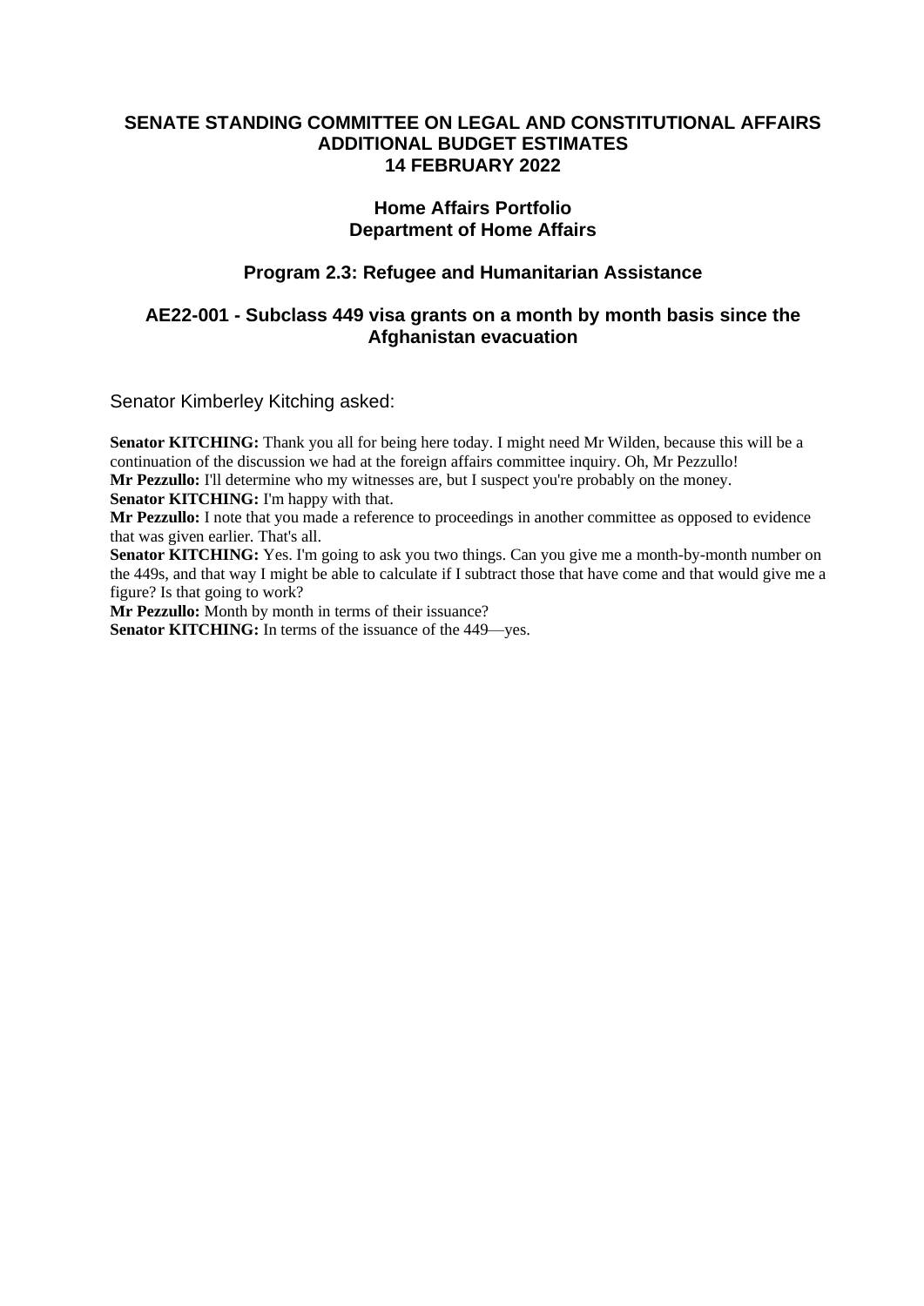**SENATE STANDING COMMITTEE ON LEGAL AND CONSTITUTIONAL AFFAIRS**
**ADDITIONAL BUDGET ESTIMATES**
**14 FEBRUARY 2022**

**Home Affairs Portfolio**
**Department of Home Affairs**

**Program 2.3: Refugee and Humanitarian Assistance**

**AE22-001 - Subclass 449 visa grants on a month by month basis since the Afghanistan evacuation**

Senator Kimberley Kitching asked:

**Senator KITCHING:** Thank you all for being here today. I might need Mr Wilden, because this will be a continuation of the discussion we had at the foreign affairs committee inquiry. Oh, Mr Pezzullo!
**Mr Pezzullo:** I'll determine who my witnesses are, but I suspect you're probably on the money.
**Senator KITCHING:** I'm happy with that.
**Mr Pezzullo:** I note that you made a reference to proceedings in another committee as opposed to evidence that was given earlier. That's all.
**Senator KITCHING:** Yes. I'm going to ask you two things. Can you give me a month-by-month number on the 449s, and that way I might be able to calculate if I subtract those that have come and that would give me a figure? Is that going to work?
**Mr Pezzullo:** Month by month in terms of their issuance?
**Senator KITCHING:** In terms of the issuance of the 449—yes.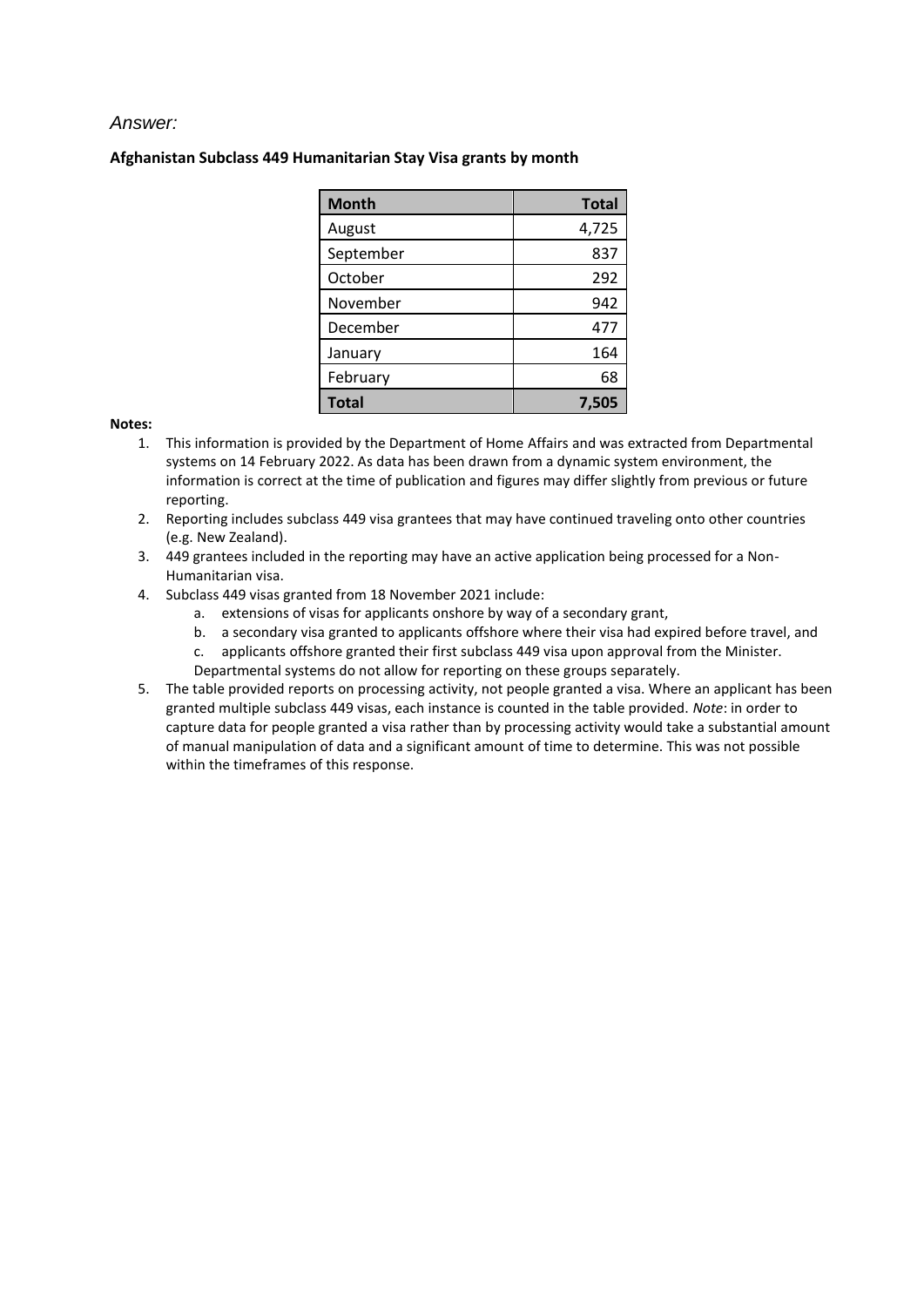*Answer:*

**Afghanistan Subclass 449 Humanitarian Stay Visa grants by month**

| Month | Total |
|---|---:|
| August | 4,725 |
| September | 837 |
| October | 292 |
| November | 942 |
| December | 477 |
| January | 164 |
| February | 68 |
| **Total** | **7,505** |

**Notes:**

1. This information is provided by the Department of Home Affairs and was extracted from Departmental systems on 14 February 2022. As data has been drawn from a dynamic system environment, the information is correct at the time of publication and figures may differ slightly from previous or future reporting.
2. Reporting includes subclass 449 visa grantees that may have continued traveling onto other countries (e.g. New Zealand).
3. 449 grantees included in the reporting may have an active application being processed for a Non-Humanitarian visa.
4. Subclass 449 visas granted from 18 November 2021 include:
    a. extensions of visas for applicants onshore by way of a secondary grant,
    b. a secondary visa granted to applicants offshore where their visa had expired before travel, and
    c. applicants offshore granted their first subclass 449 visa upon approval from the Minister.

    Departmental systems do not allow for reporting on these groups separately.
5. The table provided reports on processing activity, not people granted a visa. Where an applicant has been granted multiple subclass 449 visas, each instance is counted in the table provided. *Note*: in order to capture data for people granted a visa rather than by processing activity would take a substantial amount of manual manipulation of data and a significant amount of time to determine. This was not possible within the timeframes of this response.